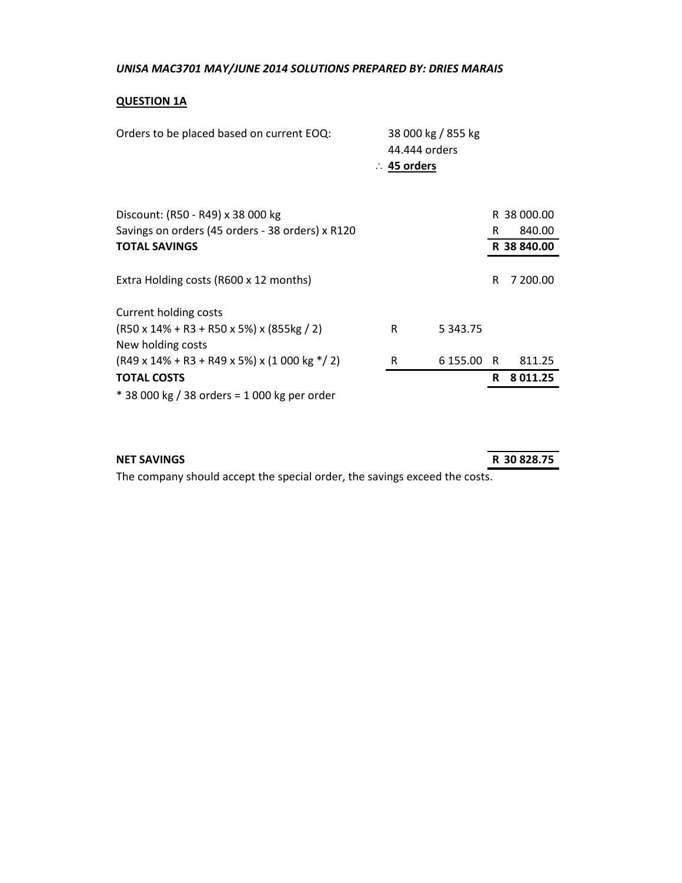*UNISA MAC3701 MAY/JUNE 2014 SOLUTIONS PREPARED BY: DRIES MARAIS*

**QUESTION 1A**

Orders to be placed based on current EOQ: 38 000 kg / 855 kg
44.444 orders
∴ **45 orders**

| | | | | |
|---|---|---|---|---|
| Discount: (R50 - R49) x 38 000 kg | | | R | 38 000.00 |
| Savings on orders (45 orders - 38 orders) x R120 | | | R | 840.00 |
| **TOTAL SAVINGS** | | | **R** | **38 840.00** |
| | | | | |
| Extra Holding costs (R600 x 12 months) | | | R | 7 200.00 |
| | | | | |
| Current holding costs | | | | |
| (R50 x 14% + R3 + R50 x 5%) x (855kg / 2) | R | 5 343.75 | | |
| New holding costs | | | | |
| (R49 x 14% + R3 + R49 x 5%) x (1 000 kg */ 2) | R | 6 155.00 | R | 811.25 |
| **TOTAL COSTS** | | | **R** | **8 011.25** |

* 38 000 kg / 38 orders = 1 000 kg per order

| | |
|---|---|
| **NET SAVINGS** | **R 30 828.75** |

The company should accept the special order, the savings exceed the costs.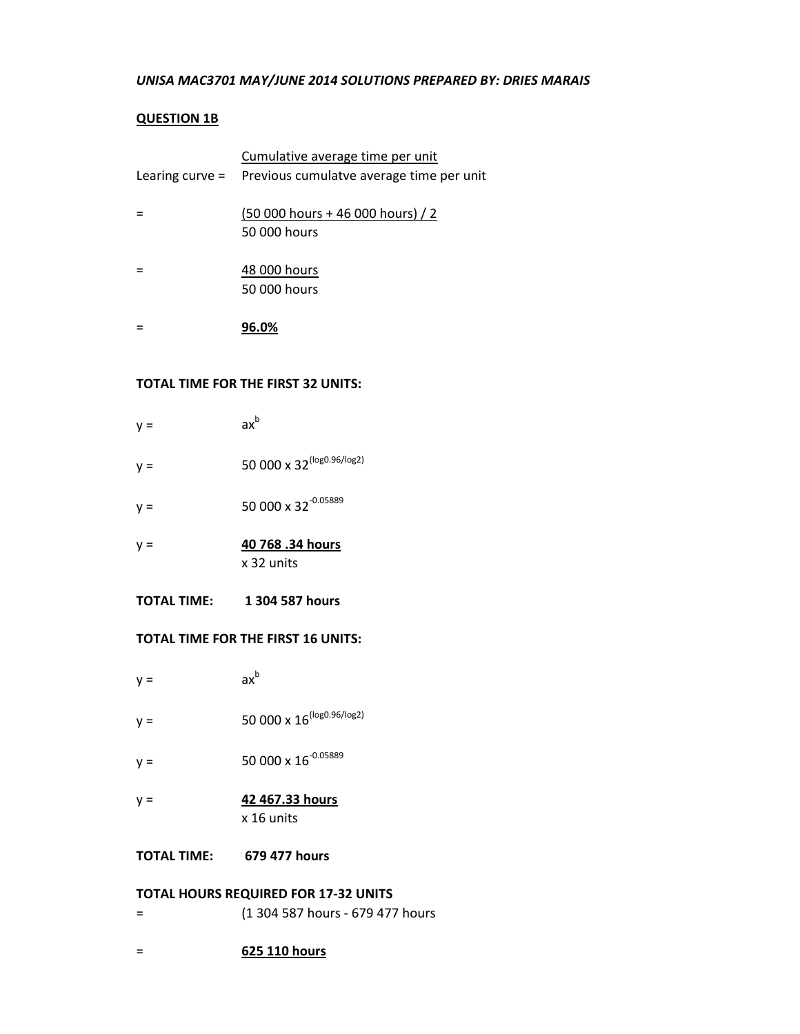***UNISA MAC3701 MAY/JUNE 2014 SOLUTIONS PREPARED BY: DRIES MARAIS***

**QUESTION 1B**

Learing curve = $\frac{\text{Cumulative average time per unit}}{\text{Previous cumulatve average time per unit}}$

= $\frac{(50\ 000 \text{ hours} + 46\ 000 \text{ hours}) / 2}{50\ 000 \text{ hours}}$

= $\frac{48\ 000 \text{ hours}}{50\ 000 \text{ hours}}$

= **96.0%**

**TOTAL TIME FOR THE FIRST 32 UNITS:**

$y = ax^b$

$y = 50\ 000 \times 32^{(\log 0.96/\log 2)}$

$y = 50\ 000 \times 32^{-0.05889}$

y = **40 768 .34 hours**
x 32 units

**TOTAL TIME: 1 304 587 hours**

**TOTAL TIME FOR THE FIRST 16 UNITS:**

$y = ax^b$

$y = 50\ 000 \times 16^{(\log 0.96/\log 2)}$

$y = 50\ 000 \times 16^{-0.05889}$

y = **42 467.33 hours**
x 16 units

**TOTAL TIME: 679 477 hours**

**TOTAL HOURS REQUIRED FOR 17-32 UNITS**

= (1 304 587 hours - 679 477 hours

= **625 110 hours**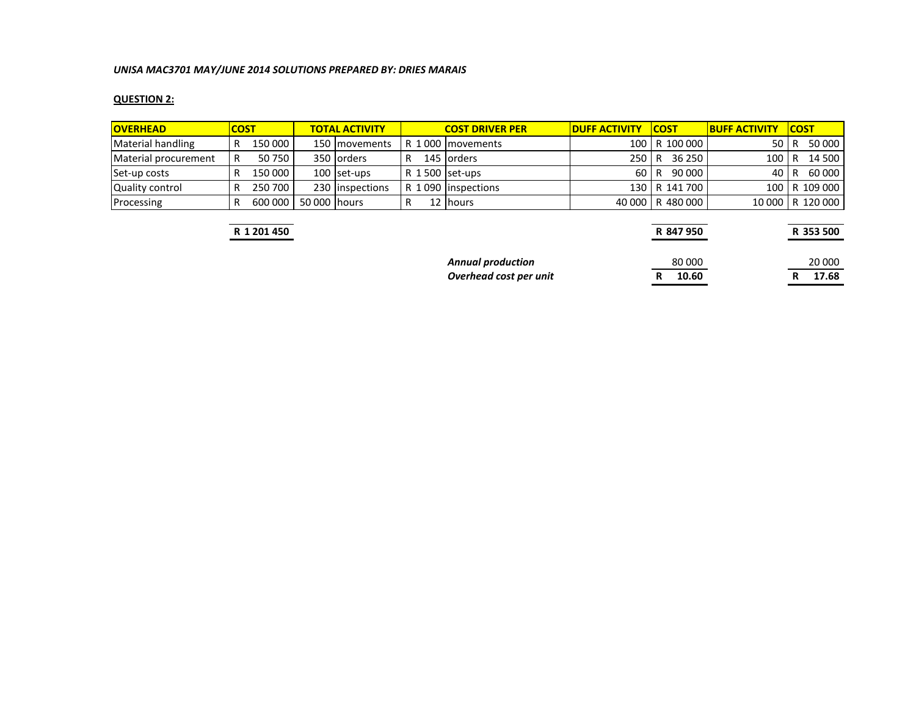*UNISA MAC3701 MAY/JUNE 2014 SOLUTIONS PREPARED BY: DRIES MARAIS*

**QUESTION 2:**

| OVERHEAD | COST | TOTAL ACTIVITY | | COST DRIVER PER | | DUFF ACTIVITY | COST | BUFF ACTIVITY | COST |
|---|---|---|---|---|---|---|---|---|---|
| Material handling | R 150 000 | 150 | movements | R 1 000 | movements | 100 | R 100 000 | 50 | R 50 000 |
| Material procurement | R 50 750 | 350 | orders | R 145 | orders | 250 | R 36 250 | 100 | R 14 500 |
| Set-up costs | R 150 000 | 100 | set-ups | R 1 500 | set-ups | 60 | R 90 000 | 40 | R 60 000 |
| Quality control | R 250 700 | 230 | inspections | R 1 090 | inspections | 130 | R 141 700 | 100 | R 109 000 |
| Processing | R 600 000 | 50 000 | hours | R 12 | hours | 40 000 | R 480 000 | 10 000 | R 120 000 |
| | **R 1 201 450** | | | | | | **R 847 950** | | **R 353 500** |
| | | | | | ***Annual production*** | | 80 000 | | 20 000 |
| | | | | | ***Overhead cost per unit*** | | **R 10.60** | | **R 17.68** |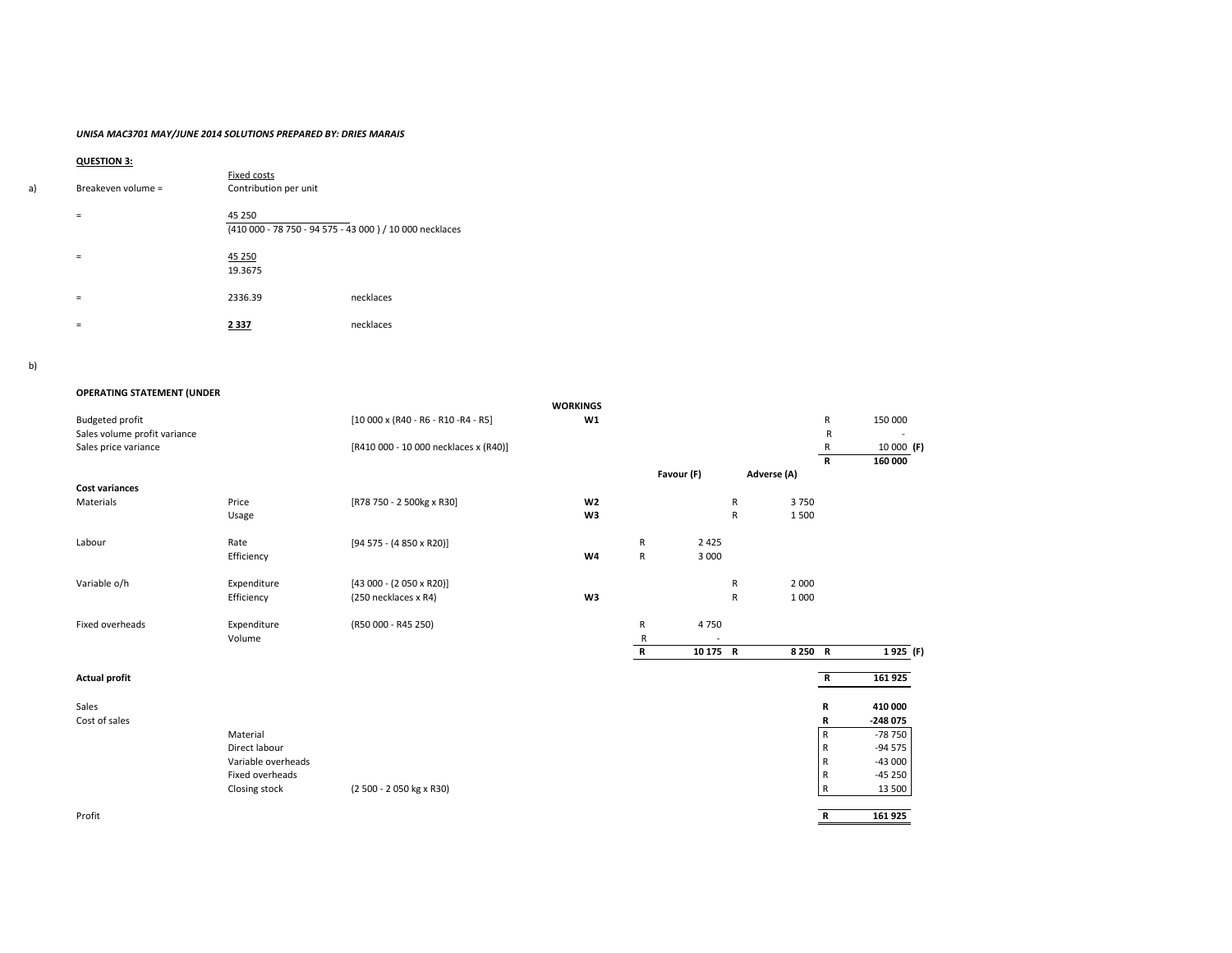*UNISA MAC3701 MAY/JUNE 2014 SOLUTIONS PREPARED BY: DRIES MARAIS*

**QUESTION 3:**

a)

Breakeven volume = Fixed costs / Contribution per unit

= 45 250 / ((410 000 - 78 750 - 94 575 - 43 000 ) / 10 000 necklaces)

= 45 250 / 19.3675

= 2336.39 necklaces

= **2 337** necklaces

b)

**OPERATING STATEMENT (UNDER**

| | | | WORKINGS | | Favour (F) | | Adverse (A) | | |
|---|---|---|---|---|---|---|---|---|---|
| Budgeted profit | | [10 000 x (R40 - R6 - R10 -R4 - R5] | **W1** | | | | | R | 150 000 |
| Sales volume profit variance | | | | | | | | R | - |
| Sales price variance | | [R410 000 - 10 000 necklaces x (R40)] | | | | | | R | 10 000 **(F)** |
| | | | | | | | | **R** | **160 000** |
| **Cost variances** | | | | | | | | | |
| Materials | Price | [R78 750 - 2 500kg x R30] | **W2** | | | R | 3 750 | | |
| | Usage | | **W3** | | | R | 1 500 | | |
| Labour | Rate | [94 575 - (4 850 x R20)] | | R | 2 425 | | | | |
| | Efficiency | | **W4** | R | 3 000 | | | | |
| Variable o/h | Expenditure | [43 000 - (2 050 x R20)] | | | | R | 2 000 | | |
| | Efficiency | (250 necklaces x R4) | **W3** | | | R | 1 000 | | |
| Fixed overheads | Expenditure | (R50 000 - R45 250) | | R | 4 750 | | | | |
| | Volume | | | R | - | | | | |
| | | | | **R** | **10 175** | **R** | **8 250** | **R** | **1 925 (F)** |
| **Actual profit** | | | | | | | | **R** | **161 925** |
| Sales | | | | | | | | **R** | **410 000** |
| Cost of sales | | | | | | | | **R** | **-248 075** |
| | Material | | | | | | | R | -78 750 |
| | Direct labour | | | | | | | R | -94 575 |
| | Variable overheads | | | | | | | R | -43 000 |
| | Fixed overheads | | | | | | | R | -45 250 |
| | Closing stock | (2 500 - 2 050 kg x R30) | | | | | | R | 13 500 |
| Profit | | | | | | | | **R** | **161 925** |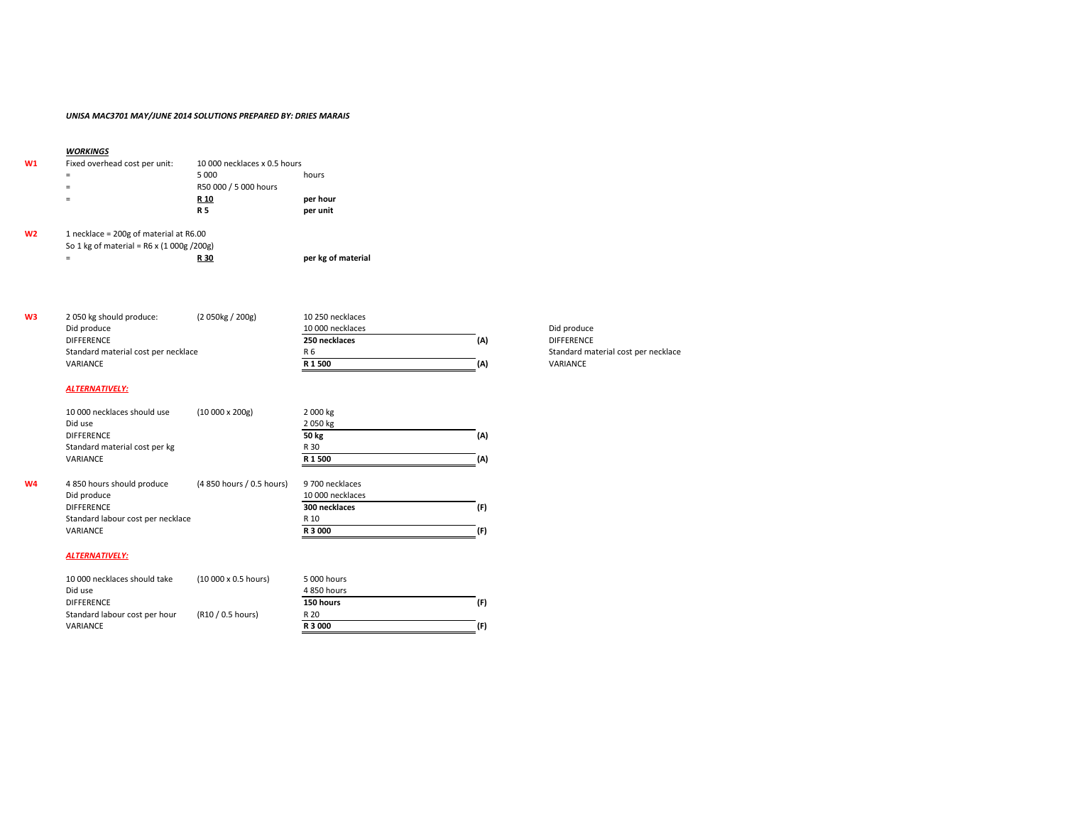*UNISA MAC3701 MAY/JUNE 2014 SOLUTIONS PREPARED BY: DRIES MARAIS*

***WORKINGS***

**W1**

| | | | |
|---|---|---|---|
| Fixed overhead cost per unit: | 10 000 necklaces x 0.5 hours | | |
| = | 5 000 | hours | |
| = | R50 000 / 5 000 hours | | |
| = | **R 10** | **per hour** | |
| | **R 5** | **per unit** | |

**W2**

| | | |
|---|---|---|
| 1 necklace = 200g of material at R6.00 | | |
| So 1 kg of material = R6 x (1 000g /200g) | | |
| = | **R 30** | **per kg of material** |

**W3**

| | | | |
|---|---|---|---|
| 2 050 kg should produce: | (2 050kg / 200g) | 10 250 necklaces | |
| Did produce | | 10 000 necklaces | |
| DIFFERENCE | | **250 necklaces** | **(A)** |
| Standard material cost per necklace | | R 6 | |
| VARIANCE | | **R 1 500** | **(A)** |

Did produce
DIFFERENCE
Standard material cost per necklace
VARIANCE

***ALTERNATIVELY:***

| | | | |
|---|---|---|---|
| 10 000 necklaces should use | (10 000 x 200g) | 2 000 kg | |
| Did use | | 2 050 kg | |
| DIFFERENCE | | **50 kg** | **(A)** |
| Standard material cost per kg | | R 30 | |
| VARIANCE | | **R 1 500** | **(A)** |

**W4**

| | | | |
|---|---|---|---|
| 4 850 hours should produce | (4 850 hours / 0.5 hours) | 9 700 necklaces | |
| Did produce | | 10 000 necklaces | |
| DIFFERENCE | | **300 necklaces** | **(F)** |
| Standard labour cost per necklace | | R 10 | |
| VARIANCE | | **R 3 000** | **(F)** |

***ALTERNATIVELY:***

| | | | |
|---|---|---|---|
| 10 000 necklaces should take | (10 000 x 0.5 hours) | 5 000 hours | |
| Did use | | 4 850 hours | |
| DIFFERENCE | | **150 hours** | **(F)** |
| Standard labour cost per hour | (R10 / 0.5 hours) | R 20 | |
| VARIANCE | | **R 3 000** | **(F)** |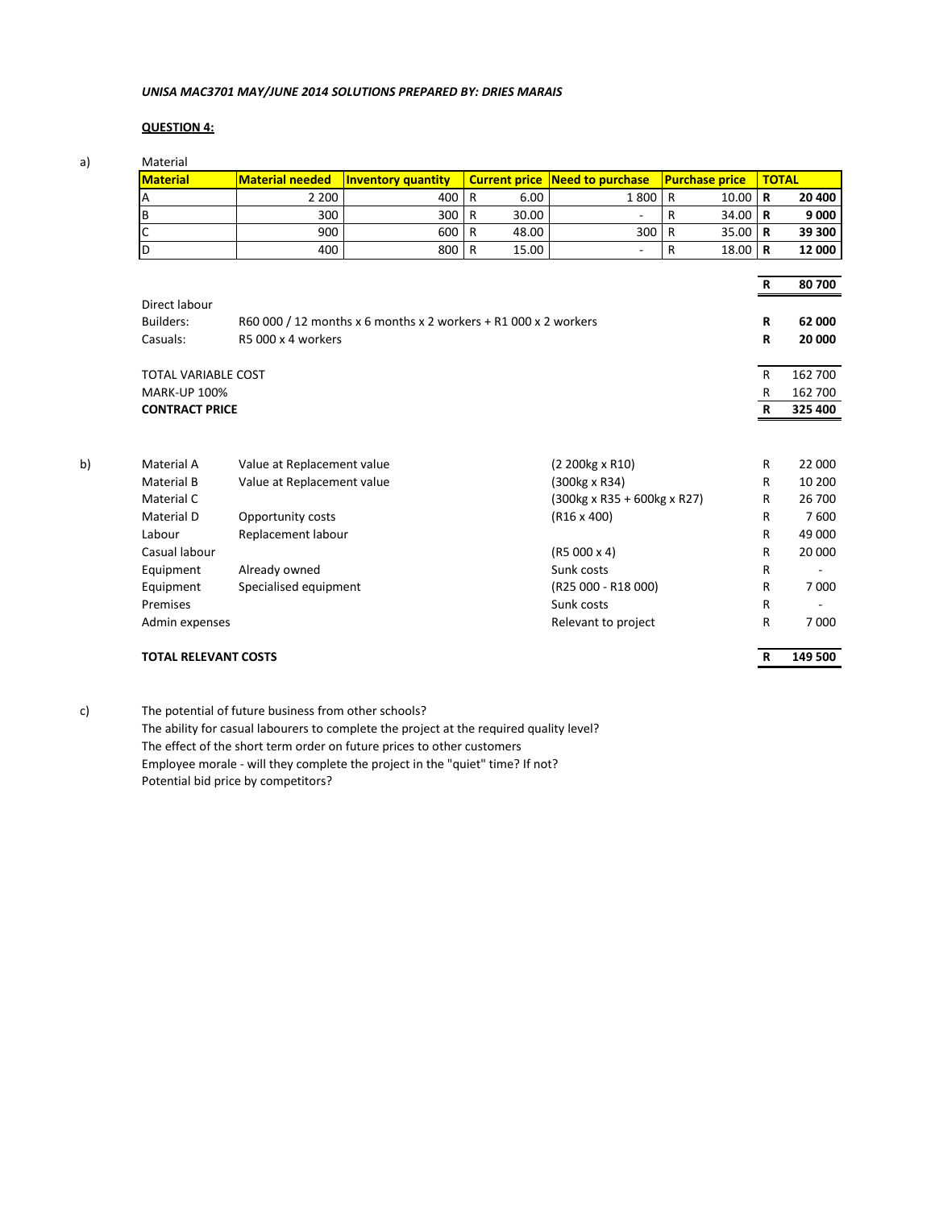*UNISA MAC3701 MAY/JUNE 2014 SOLUTIONS PREPARED BY: DRIES MARAIS*

**QUESTION 4:**

a) Material

| Material | Material needed | Inventory quantity | Current price | Need to purchase | Purchase price | TOTAL |
|---|---|---|---|---|---|---|
| A | 2 200 | 400 | R 6.00 | 1 800 | R 10.00 | **R 20 400** |
| B | 300 | 300 | R 30.00 | - | R 34.00 | **R 9 000** |
| C | 900 | 600 | R 48.00 | 300 | R 35.00 | **R 39 300** |
| D | 400 | 800 | R 15.00 | - | R 18.00 | **R 12 000** |
| | | | | | | **R 80 700** |

| | | |
|---|---|---|
| Direct labour | | |
| Builders: | R60 000 / 12 months x 6 months x 2 workers + R1 000 x 2 workers | **R 62 000** |
| Casuals: | R5 000 x 4 workers | **R 20 000** |
| | | |
| TOTAL VARIABLE COST | | R 162 700 |
| MARK-UP 100% | | R 162 700 |
| **CONTRACT PRICE** | | **R 325 400** |

b)

| Item | Description | Calculation | Amount |
|---|---|---|---|
| Material A | Value at Replacement value | (2 200kg x R10) | R 22 000 |
| Material B | Value at Replacement value | (300kg x R34) | R 10 200 |
| Material C | | (300kg x R35 + 600kg x R27) | R 26 700 |
| Material D | Opportunity costs | (R16 x 400) | R 7 600 |
| Labour | Replacement labour | | R 49 000 |
| Casual labour | | (R5 000 x 4) | R 20 000 |
| Equipment | Already owned | Sunk costs | R - |
| Equipment | Specialised equipment | (R25 000 - R18 000) | R 7 000 |
| Premises | | Sunk costs | R - |
| Admin expenses | | Relevant to project | R 7 000 |
| **TOTAL RELEVANT COSTS** | | | **R 149 500** |

c) The potential of future business from other schools?
The ability for casual labourers to complete the project at the required quality level?
The effect of the short term order on future prices to other customers
Employee morale - will they complete the project in the "quiet" time? If not?
Potential bid price by competitors?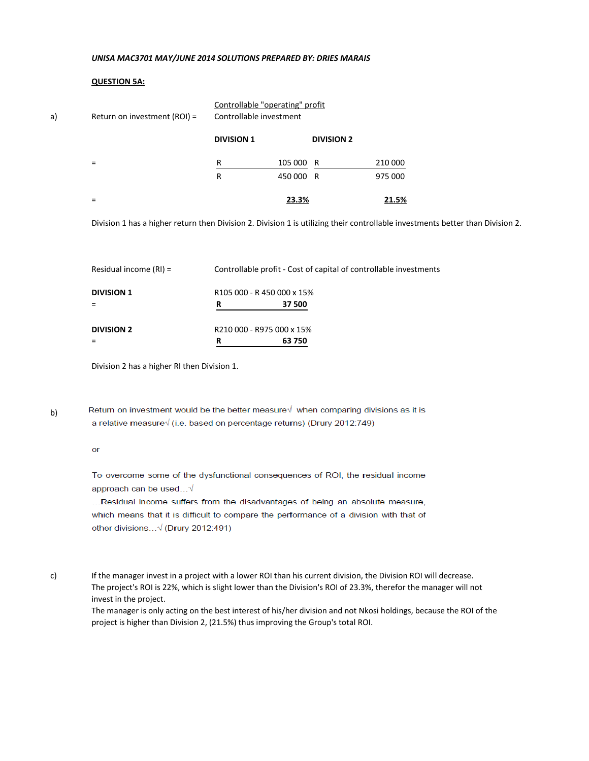*UNISA MAC3701 MAY/JUNE 2014 SOLUTIONS PREPARED BY: DRIES MARAIS*

**QUESTION 5A:**

a) Return on investment (ROI) = $\frac{\text{Controllable "operating" profit}}{\text{Controllable investment}}$

| | DIVISION 1 | DIVISION 2 |
|---|---|---|
| = | R 105 000 / R 450 000 | R 210 000 / R 975 000 |
| = | **23.3%** | **21.5%** |

Division 1 has a higher return then Division 2. Division 1 is utilizing their controllable investments better than Division 2.

Residual income (RI) = Controllable profit - Cost of capital of controllable investments

**DIVISION 1** R105 000 - R 450 000 x 15%
= **R 37 500**

**DIVISION 2** R210 000 - R975 000 x 15%
= **R 63 750**

Division 2 has a higher RI then Division 1.

b) Return on investment would be the better measure√ when comparing divisions as it is a relative measure√ (i.e. based on percentage returns) (Drury 2012:749)

or

To overcome some of the dysfunctional consequences of ROI, the residual income approach can be used…√
…Residual income suffers from the disadvantages of being an absolute measure, which means that it is difficult to compare the performance of a division with that of other divisions…√ (Drury 2012:491)

c) If the manager invest in a project with a lower ROI than his current division, the Division ROI will decrease.
The project's ROI is 22%, which is slight lower than the Division's ROI of 23.3%, therefor the manager will not invest in the project.
The manager is only acting on the best interest of his/her division and not Nkosi holdings, because the ROI of the project is higher than Division 2, (21.5%) thus improving the Group's total ROI.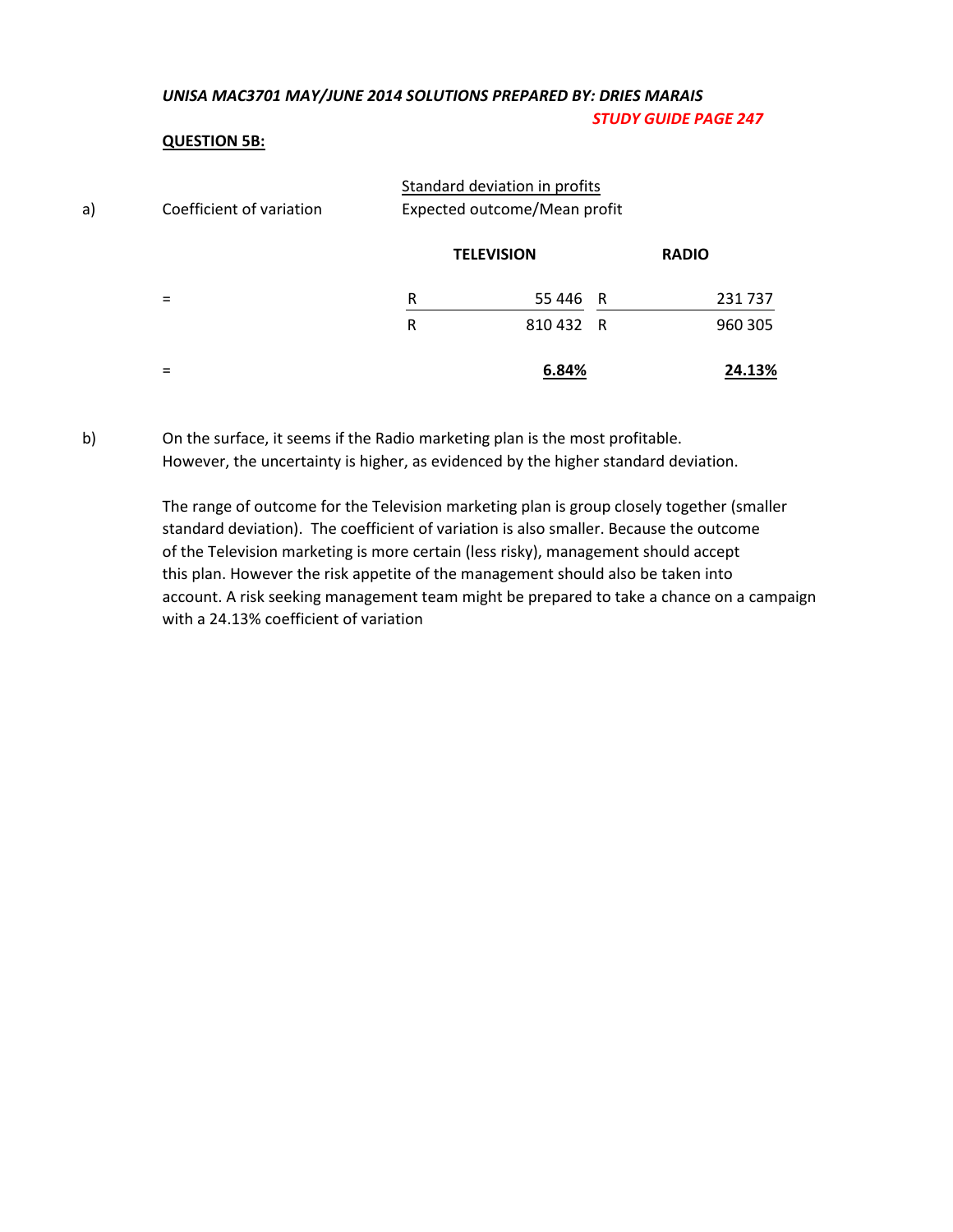*UNISA MAC3701 MAY/JUNE 2014 SOLUTIONS PREPARED BY: DRIES MARAIS*

***STUDY GUIDE PAGE 247***

**QUESTION 5B:**

a) Coefficient of variation = $\frac{\text{Standard deviation in profits}}{\text{Expected outcome/Mean profit}}$

| | TELEVISION | RADIO |
|---|---|---|
| = | $\frac{R\ 55\ 446}{R\ 810\ 432}$ | $\frac{R\ 231\ 737}{R\ 960\ 305}$ |
| = | **6.84%** | **24.13%** |

b) On the surface, it seems if the Radio marketing plan is the most profitable. However, the uncertainty is higher, as evidenced by the higher standard deviation.

The range of outcome for the Television marketing plan is group closely together (smaller standard deviation). The coefficient of variation is also smaller. Because the outcome of the Television marketing is more certain (less risky), management should accept this plan. However the risk appetite of the management should also be taken into account. A risk seeking management team might be prepared to take a chance on a campaign with a 24.13% coefficient of variation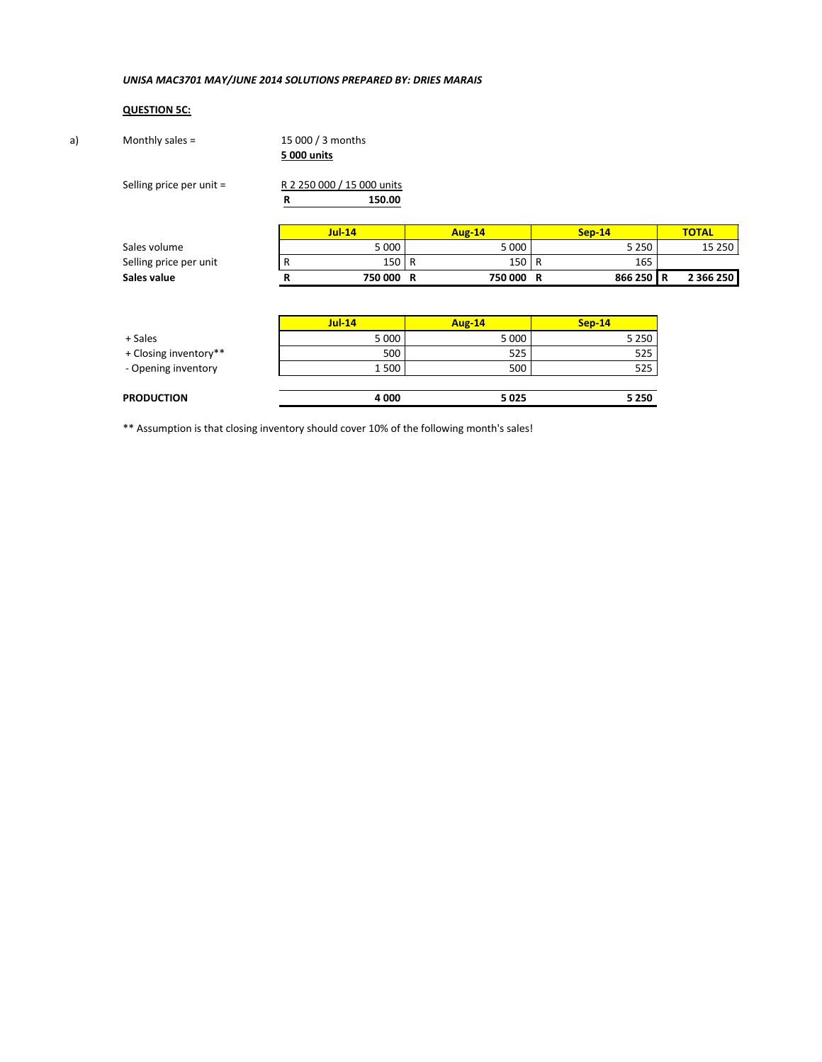***UNISA MAC3701 MAY/JUNE 2014 SOLUTIONS PREPARED BY: DRIES MARAIS***

**QUESTION 5C:**

a) Monthly sales = 15 000 / 3 months
**5 000 units**

Selling price per unit = R 2 250 000 / 15 000 units
**R 150.00**

| | Jul-14 | Aug-14 | Sep-14 | TOTAL |
|---|---|---|---|---|
| Sales volume | 5 000 | 5 000 | 5 250 | 15 250 |
| Selling price per unit | R 150 | R 150 | R 165 | |
| **Sales value** | **R 750 000** | **R 750 000** | **R 866 250** | **R 2 366 250** |

| | Jul-14 | Aug-14 | Sep-14 |
|---|---|---|---|
| + Sales | 5 000 | 5 000 | 5 250 |
| + Closing inventory** | 500 | 525 | 525 |
| - Opening inventory | 1 500 | 500 | 525 |
| **PRODUCTION** | **4 000** | **5 025** | **5 250** |

** Assumption is that closing inventory should cover 10% of the following month's sales!